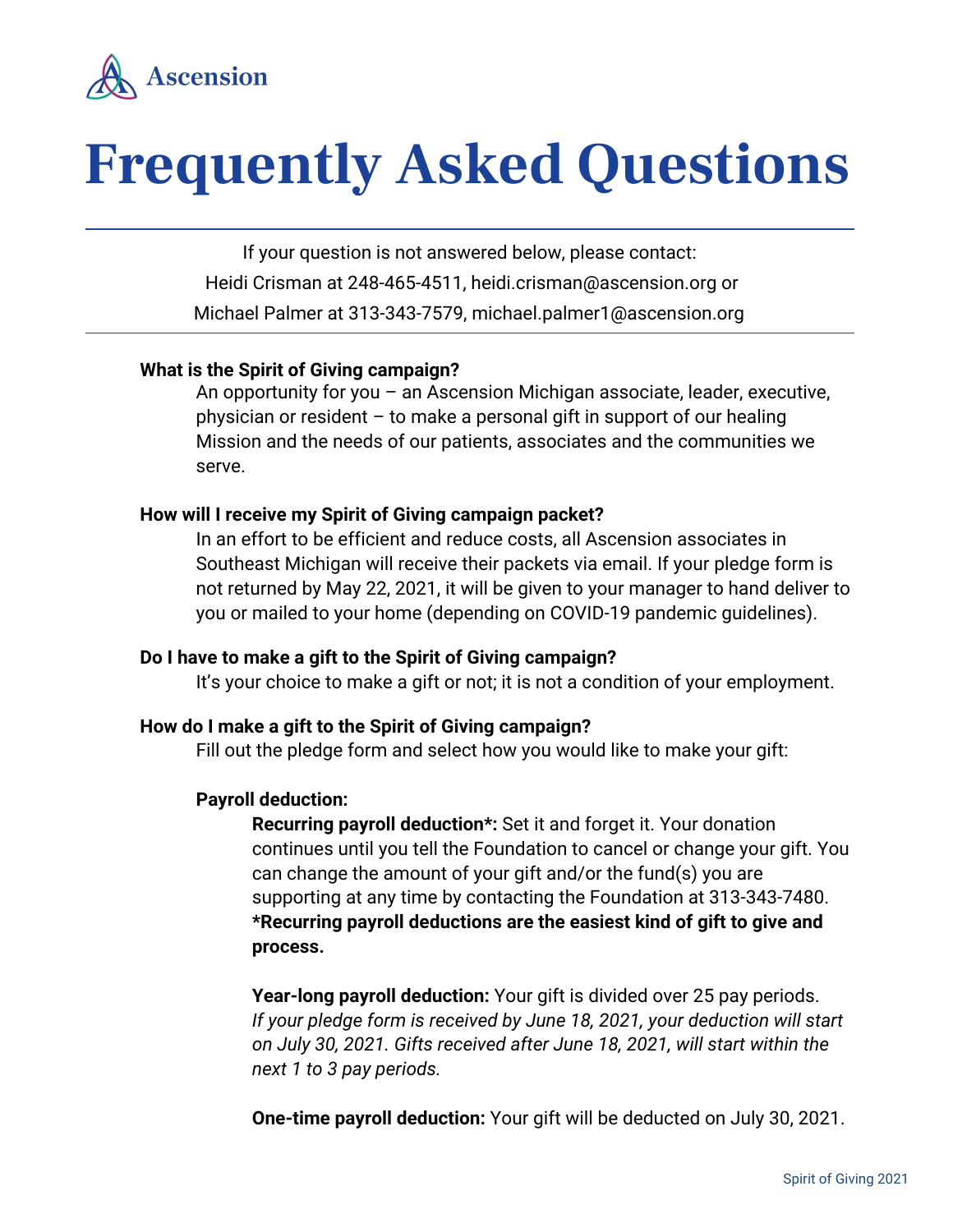Ascension

# Frequently Asked Questions

If your question is not answered below, please contact:
Heidi Crisman at 248-465-4511, heidi.crisman@ascension.org or
Michael Palmer at 313-343-7579, michael.palmer1@ascension.org

**What is the Spirit of Giving campaign?**

An opportunity for you – an Ascension Michigan associate, leader, executive, physician or resident – to make a personal gift in support of our healing Mission and the needs of our patients, associates and the communities we serve.

**How will I receive my Spirit of Giving campaign packet?**

In an effort to be efficient and reduce costs, all Ascension associates in Southeast Michigan will receive their packets via email. If your pledge form is not returned by May 22, 2021, it will be given to your manager to hand deliver to you or mailed to your home (depending on COVID-19 pandemic guidelines).

**Do I have to make a gift to the Spirit of Giving campaign?**

It's your choice to make a gift or not; it is not a condition of your employment.

**How do I make a gift to the Spirit of Giving campaign?**

Fill out the pledge form and select how you would like to make your gift:

**Payroll deduction:**

**Recurring payroll deduction*:** Set it and forget it. Your donation continues until you tell the Foundation to cancel or change your gift. You can change the amount of your gift and/or the fund(s) you are supporting at any time by contacting the Foundation at 313-343-7480. ***Recurring payroll deductions are the easiest kind of gift to give and process.**

**Year-long payroll deduction:** Your gift is divided over 25 pay periods. *If your pledge form is received by June 18, 2021, your deduction will start on July 30, 2021. Gifts received after June 18, 2021, will start within the next 1 to 3 pay periods.*

**One-time payroll deduction:** Your gift will be deducted on July 30, 2021.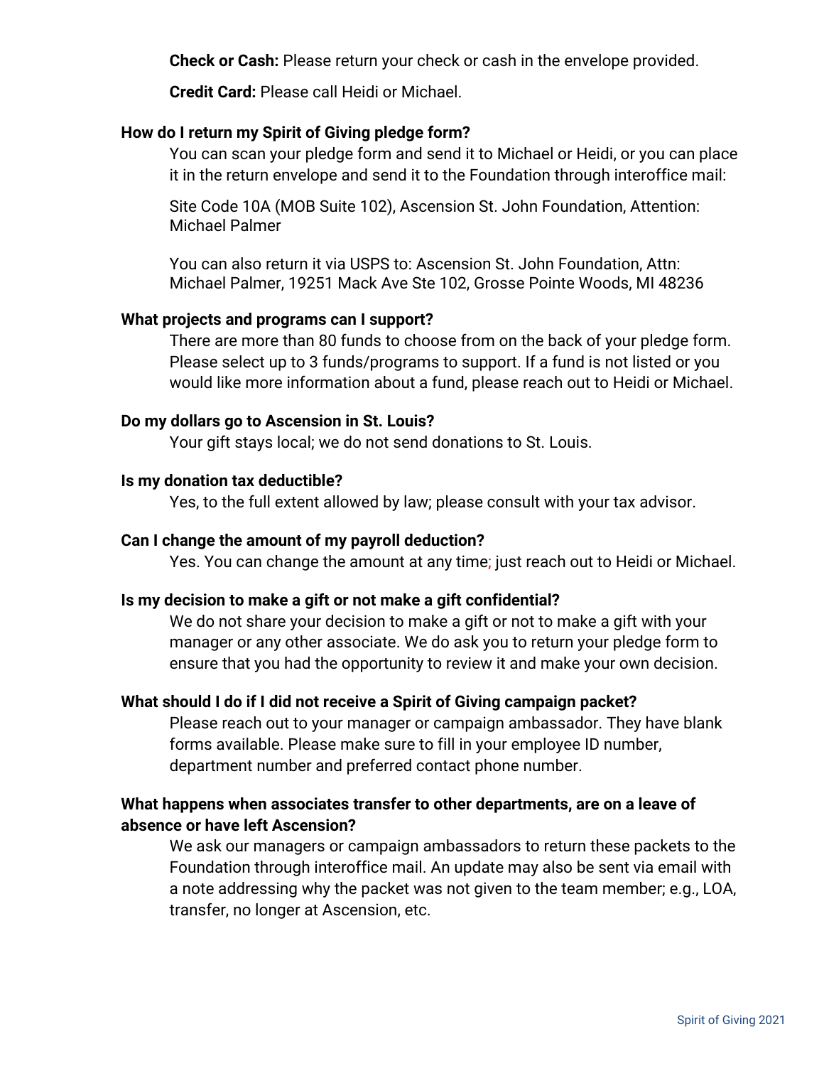**Check or Cash:** Please return your check or cash in the envelope provided.

**Credit Card:** Please call Heidi or Michael.

**How do I return my Spirit of Giving pledge form?**

You can scan your pledge form and send it to Michael or Heidi, or you can place it in the return envelope and send it to the Foundation through interoffice mail:

Site Code 10A (MOB Suite 102), Ascension St. John Foundation, Attention: Michael Palmer

You can also return it via USPS to: Ascension St. John Foundation, Attn: Michael Palmer, 19251 Mack Ave Ste 102, Grosse Pointe Woods, MI 48236

**What projects and programs can I support?**

There are more than 80 funds to choose from on the back of your pledge form. Please select up to 3 funds/programs to support. If a fund is not listed or you would like more information about a fund, please reach out to Heidi or Michael.

**Do my dollars go to Ascension in St. Louis?**

Your gift stays local; we do not send donations to St. Louis.

**Is my donation tax deductible?**

Yes, to the full extent allowed by law; please consult with your tax advisor.

**Can I change the amount of my payroll deduction?**

Yes. You can change the amount at any time; just reach out to Heidi or Michael.

**Is my decision to make a gift or not make a gift confidential?**

We do not share your decision to make a gift or not to make a gift with your manager or any other associate. We do ask you to return your pledge form to ensure that you had the opportunity to review it and make your own decision.

**What should I do if I did not receive a Spirit of Giving campaign packet?**

Please reach out to your manager or campaign ambassador. They have blank forms available. Please make sure to fill in your employee ID number, department number and preferred contact phone number.

**What happens when associates transfer to other departments, are on a leave of absence or have left Ascension?**

We ask our managers or campaign ambassadors to return these packets to the Foundation through interoffice mail. An update may also be sent via email with a note addressing why the packet was not given to the team member; e.g., LOA, transfer, no longer at Ascension, etc.